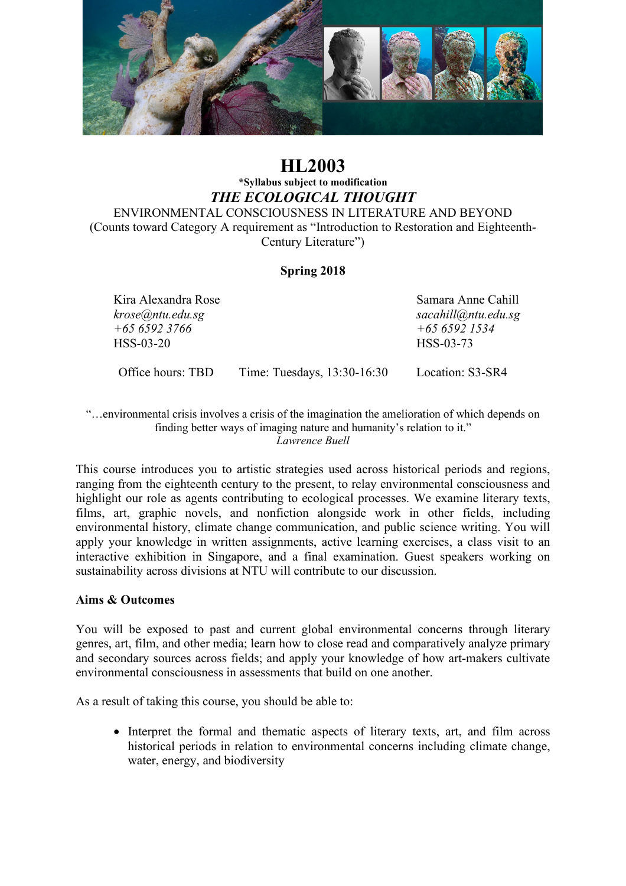# HL2003

**\*Syllabus subject to modification**

***THE ECOLOGICAL THOUGHT***

ENVIRONMENTAL CONSCIOUSNESS IN LITERATURE AND BEYOND

(Counts toward Category A requirement as "Introduction to Restoration and Eighteenth-Century Literature")

**Spring 2018**

Kira Alexandra Rose
*krose@ntu.edu.sg*
*+65 6592 3766*
HSS-03-20

Samara Anne Cahill
*sacahill@ntu.edu.sg*
*+65 6592 1534*
HSS-03-73

Office hours: TBD    Time: Tuesdays, 13:30-16:30    Location: S3-SR4

"…environmental crisis involves a crisis of the imagination the amelioration of which depends on finding better ways of imaging nature and humanity's relation to it."
*Lawrence Buell*

This course introduces you to artistic strategies used across historical periods and regions, ranging from the eighteenth century to the present, to relay environmental consciousness and highlight our role as agents contributing to ecological processes. We examine literary texts, films, art, graphic novels, and nonfiction alongside work in other fields, including environmental history, climate change communication, and public science writing. You will apply your knowledge in written assignments, active learning exercises, a class visit to an interactive exhibition in Singapore, and a final examination. Guest speakers working on sustainability across divisions at NTU will contribute to our discussion.

**Aims & Outcomes**

You will be exposed to past and current global environmental concerns through literary genres, art, film, and other media; learn how to close read and comparatively analyze primary and secondary sources across fields; and apply your knowledge of how art-makers cultivate environmental consciousness in assessments that build on one another.

As a result of taking this course, you should be able to:

- Interpret the formal and thematic aspects of literary texts, art, and film across historical periods in relation to environmental concerns including climate change, water, energy, and biodiversity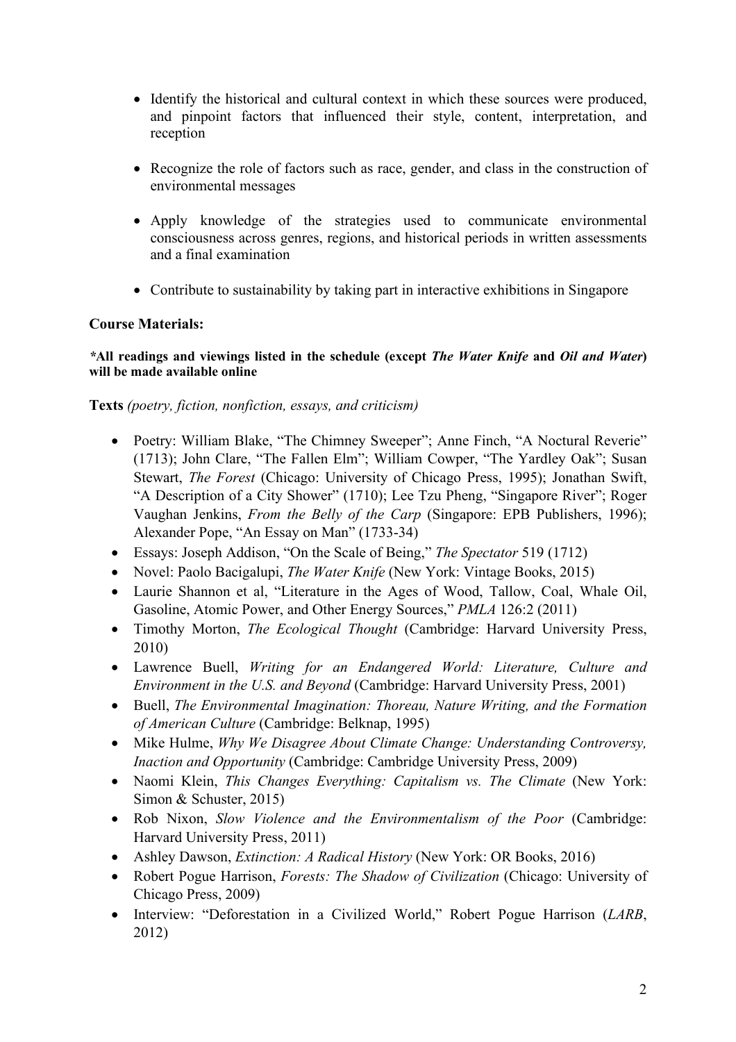- Identify the historical and cultural context in which these sources were produced, and pinpoint factors that influenced their style, content, interpretation, and reception

- Recognize the role of factors such as race, gender, and class in the construction of environmental messages

- Apply knowledge of the strategies used to communicate environmental consciousness across genres, regions, and historical periods in written assessments and a final examination

- Contribute to sustainability by taking part in interactive exhibitions in Singapore

**Course Materials:**

***All readings and viewings listed in the schedule (except *The Water Knife* and *Oil and Water*) will be made available online**

**Texts** *(poetry, fiction, nonfiction, essays, and criticism)*

- Poetry: William Blake, "The Chimney Sweeper"; Anne Finch, "A Noctural Reverie" (1713); John Clare, "The Fallen Elm"; William Cowper, "The Yardley Oak"; Susan Stewart, *The Forest* (Chicago: University of Chicago Press, 1995); Jonathan Swift, "A Description of a City Shower" (1710); Lee Tzu Pheng, "Singapore River"; Roger Vaughan Jenkins, *From the Belly of the Carp* (Singapore: EPB Publishers, 1996); Alexander Pope, "An Essay on Man" (1733-34)
- Essays: Joseph Addison, "On the Scale of Being," *The Spectator* 519 (1712)
- Novel: Paolo Bacigalupi, *The Water Knife* (New York: Vintage Books, 2015)
- Laurie Shannon et al, "Literature in the Ages of Wood, Tallow, Coal, Whale Oil, Gasoline, Atomic Power, and Other Energy Sources," *PMLA* 126:2 (2011)
- Timothy Morton, *The Ecological Thought* (Cambridge: Harvard University Press, 2010)
- Lawrence Buell, *Writing for an Endangered World: Literature, Culture and Environment in the U.S. and Beyond* (Cambridge: Harvard University Press, 2001)
- Buell, *The Environmental Imagination: Thoreau, Nature Writing, and the Formation of American Culture* (Cambridge: Belknap, 1995)
- Mike Hulme, *Why We Disagree About Climate Change: Understanding Controversy, Inaction and Opportunity* (Cambridge: Cambridge University Press, 2009)
- Naomi Klein, *This Changes Everything: Capitalism vs. The Climate* (New York: Simon & Schuster, 2015)
- Rob Nixon, *Slow Violence and the Environmentalism of the Poor* (Cambridge: Harvard University Press, 2011)
- Ashley Dawson, *Extinction: A Radical History* (New York: OR Books, 2016)
- Robert Pogue Harrison, *Forests: The Shadow of Civilization* (Chicago: University of Chicago Press, 2009)
- Interview: "Deforestation in a Civilized World," Robert Pogue Harrison (*LARB*, 2012)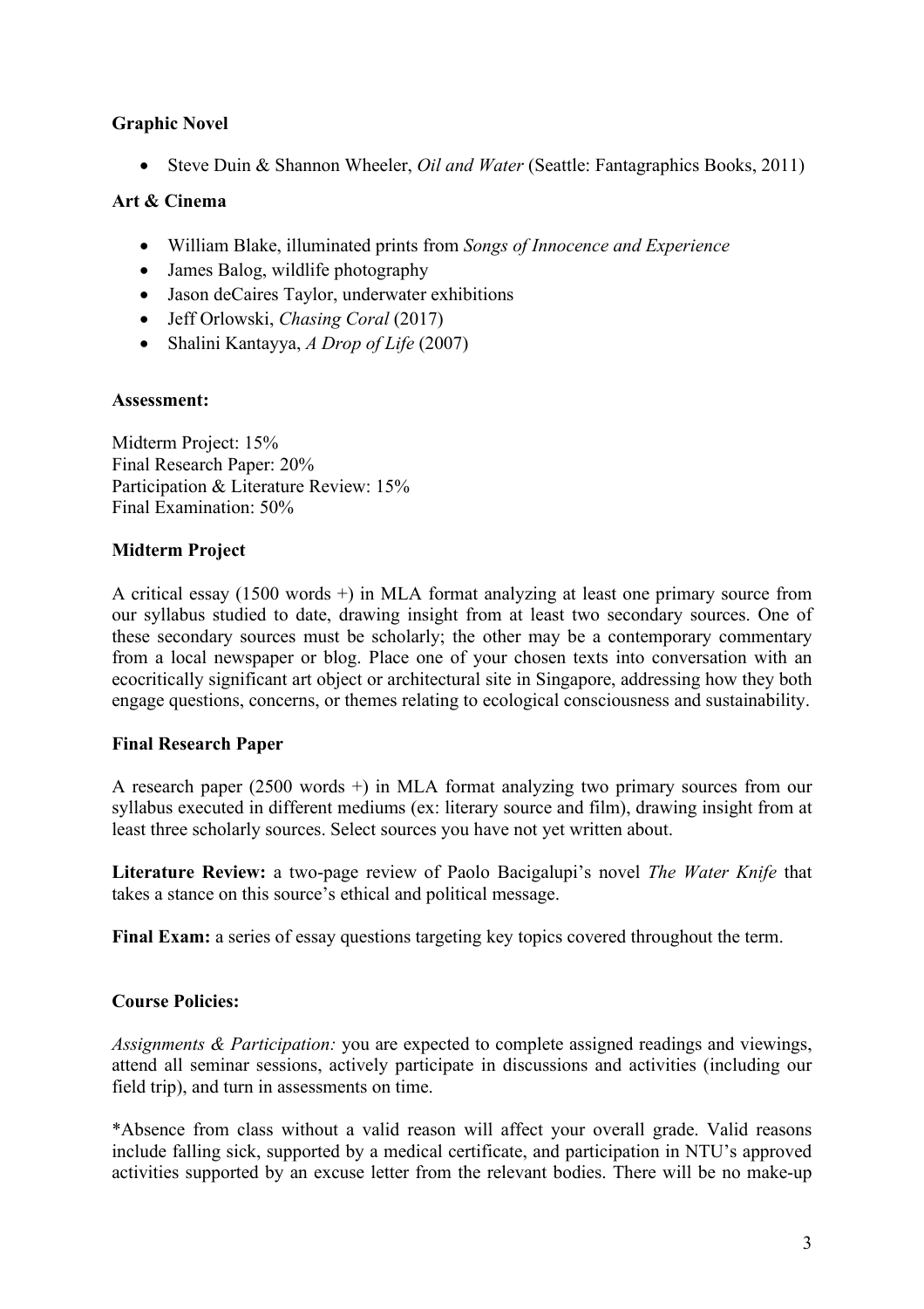**Graphic Novel**

- Steve Duin & Shannon Wheeler, *Oil and Water* (Seattle: Fantagraphics Books, 2011)

**Art & Cinema**

- William Blake, illuminated prints from *Songs of Innocence and Experience*
- James Balog, wildlife photography
- Jason deCaires Taylor, underwater exhibitions
- Jeff Orlowski, *Chasing Coral* (2017)
- Shalini Kantayya, *A Drop of Life* (2007)

**Assessment:**

Midterm Project: 15%
Final Research Paper: 20%
Participation & Literature Review: 15%
Final Examination: 50%

**Midterm Project**

A critical essay (1500 words +) in MLA format analyzing at least one primary source from our syllabus studied to date, drawing insight from at least two secondary sources. One of these secondary sources must be scholarly; the other may be a contemporary commentary from a local newspaper or blog. Place one of your chosen texts into conversation with an ecocritically significant art object or architectural site in Singapore, addressing how they both engage questions, concerns, or themes relating to ecological consciousness and sustainability.

**Final Research Paper**

A research paper (2500 words +) in MLA format analyzing two primary sources from our syllabus executed in different mediums (ex: literary source and film), drawing insight from at least three scholarly sources. Select sources you have not yet written about.

**Literature Review:** a two-page review of Paolo Bacigalupi's novel *The Water Knife* that takes a stance on this source's ethical and political message.

**Final Exam:** a series of essay questions targeting key topics covered throughout the term.

**Course Policies:**

*Assignments & Participation:* you are expected to complete assigned readings and viewings, attend all seminar sessions, actively participate in discussions and activities (including our field trip), and turn in assessments on time.

*Absence from class without a valid reason will affect your overall grade. Valid reasons include falling sick, supported by a medical certificate, and participation in NTU's approved activities supported by an excuse letter from the relevant bodies. There will be no make-up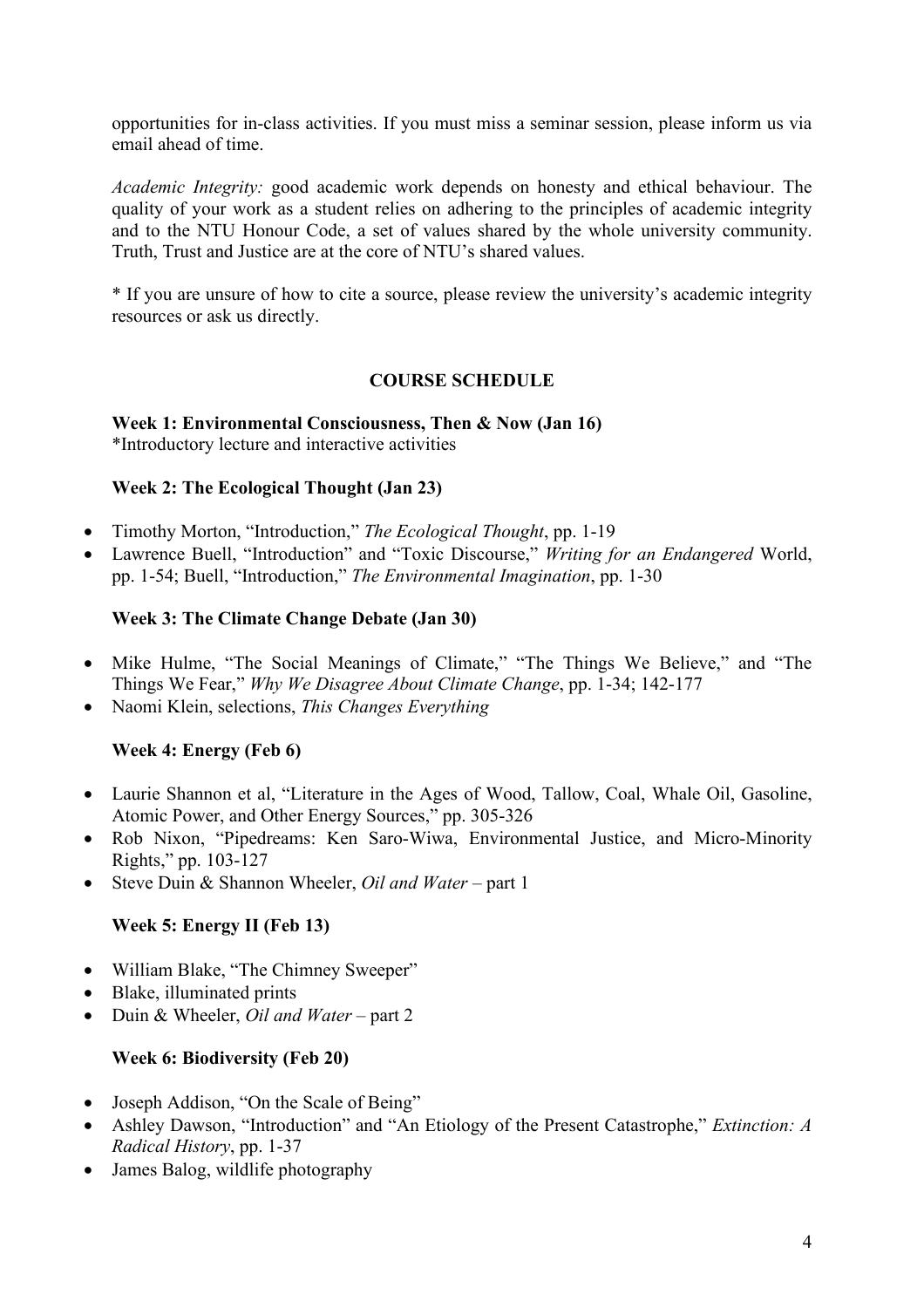opportunities for in-class activities. If you must miss a seminar session, please inform us via email ahead of time.

*Academic Integrity:* good academic work depends on honesty and ethical behaviour. The quality of your work as a student relies on adhering to the principles of academic integrity and to the NTU Honour Code, a set of values shared by the whole university community. Truth, Trust and Justice are at the core of NTU's shared values.

* If you are unsure of how to cite a source, please review the university's academic integrity resources or ask us directly.

## COURSE SCHEDULE

**Week 1: Environmental Consciousness, Then & Now (Jan 16)**
*Introductory lecture and interactive activities

**Week 2: The Ecological Thought (Jan 23)**

- Timothy Morton, "Introduction," *The Ecological Thought*, pp. 1-19
- Lawrence Buell, "Introduction" and "Toxic Discourse," *Writing for an Endangered* World, pp. 1-54; Buell, "Introduction," *The Environmental Imagination*, pp. 1-30

**Week 3: The Climate Change Debate (Jan 30)**

- Mike Hulme, "The Social Meanings of Climate," "The Things We Believe," and "The Things We Fear," *Why We Disagree About Climate Change*, pp. 1-34; 142-177
- Naomi Klein, selections, *This Changes Everything*

**Week 4: Energy (Feb 6)**

- Laurie Shannon et al, "Literature in the Ages of Wood, Tallow, Coal, Whale Oil, Gasoline, Atomic Power, and Other Energy Sources," pp. 305-326
- Rob Nixon, "Pipedreams: Ken Saro-Wiwa, Environmental Justice, and Micro-Minority Rights," pp. 103-127
- Steve Duin & Shannon Wheeler, *Oil and Water* – part 1

**Week 5: Energy II (Feb 13)**

- William Blake, "The Chimney Sweeper"
- Blake, illuminated prints
- Duin & Wheeler, *Oil and Water* – part 2

**Week 6: Biodiversity (Feb 20)**

- Joseph Addison, "On the Scale of Being"
- Ashley Dawson, "Introduction" and "An Etiology of the Present Catastrophe," *Extinction: A Radical History*, pp. 1-37
- James Balog, wildlife photography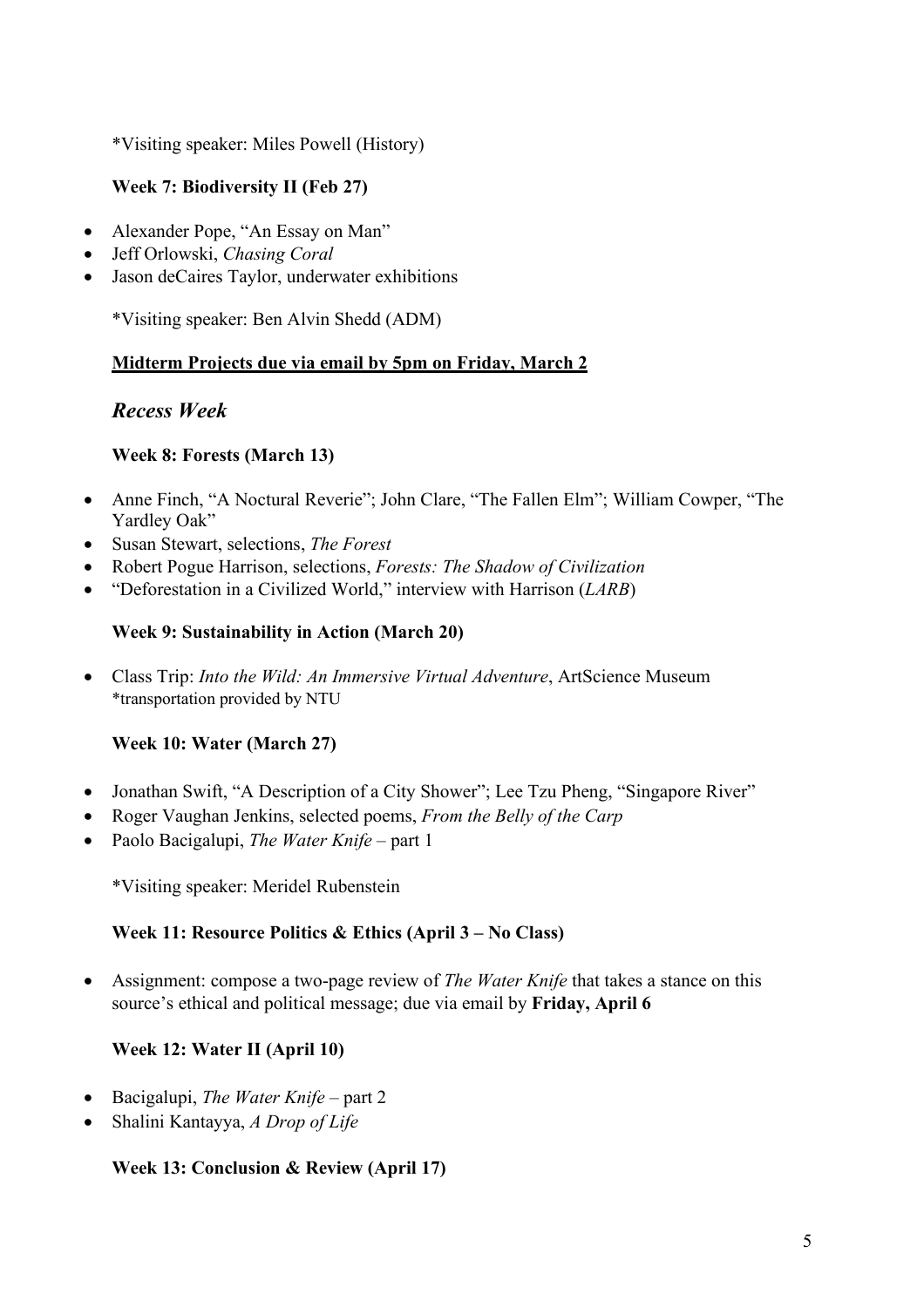*Visiting speaker: Miles Powell (History)

**Week 7: Biodiversity II (Feb 27)**

- Alexander Pope, "An Essay on Man"
- Jeff Orlowski, *Chasing Coral*
- Jason deCaires Taylor, underwater exhibitions

*Visiting speaker: Ben Alvin Shedd (ADM)

<u>**Midterm Projects due via email by 5pm on Friday, March 2**</u>

## *Recess Week*

**Week 8: Forests (March 13)**

- Anne Finch, "A Noctural Reverie"; John Clare, "The Fallen Elm"; William Cowper, "The Yardley Oak"
- Susan Stewart, selections, *The Forest*
- Robert Pogue Harrison, selections, *Forests: The Shadow of Civilization*
- "Deforestation in a Civilized World," interview with Harrison (*LARB*)

**Week 9: Sustainability in Action (March 20)**

- Class Trip: *Into the Wild: An Immersive Virtual Adventure*, ArtScience Museum
  *transportation provided by NTU

**Week 10: Water (March 27)**

- Jonathan Swift, "A Description of a City Shower"; Lee Tzu Pheng, "Singapore River"
- Roger Vaughan Jenkins, selected poems, *From the Belly of the Carp*
- Paolo Bacigalupi, *The Water Knife* – part 1

*Visiting speaker: Meridel Rubenstein

**Week 11: Resource Politics & Ethics (April 3 – No Class)**

- Assignment: compose a two-page review of *The Water Knife* that takes a stance on this source's ethical and political message; due via email by **Friday, April 6**

**Week 12: Water II (April 10)**

- Bacigalupi, *The Water Knife* – part 2
- Shalini Kantayya, *A Drop of Life*

**Week 13: Conclusion & Review (April 17)**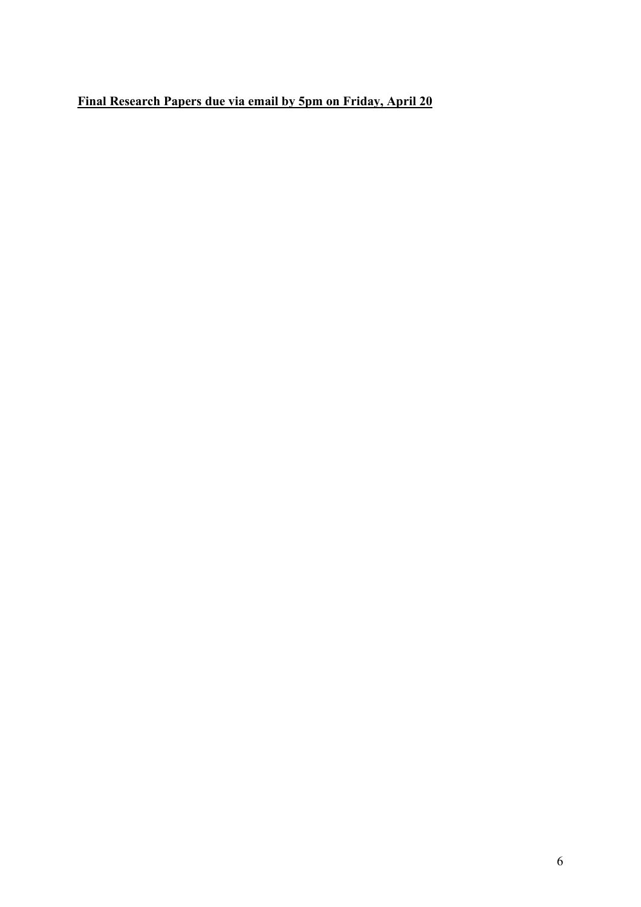**<u>Final Research Papers due via email by 5pm on Friday, April 20</u>**